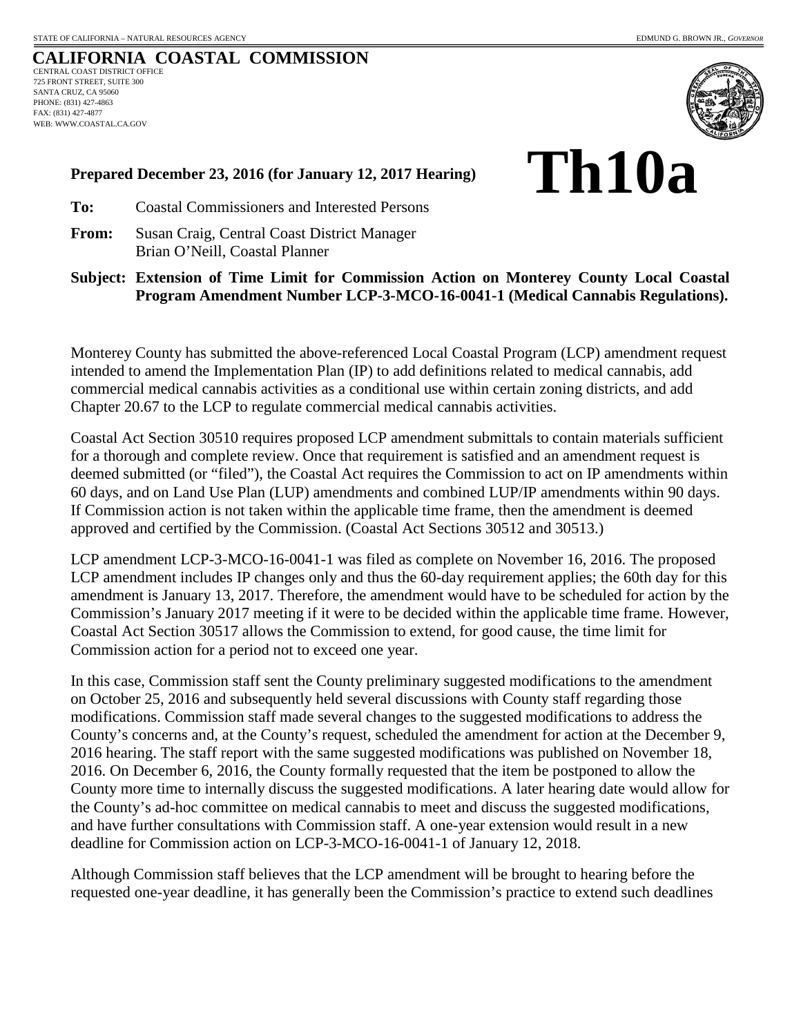STATE OF CALIFORNIA – NATURAL RESOURCES AGENCY EDMUND G. BROWN JR., *GOVERNOR*

# CALIFORNIA COASTAL COMMISSION

CENTRAL COAST DISTRICT OFFICE
725 FRONT STREET, SUITE 300
SANTA CRUZ, CA 95060
PHONE: (831) 427-4863
FAX: (831) 427-4877
WEB: WWW.COASTAL.CA.GOV

# Th10a

**Prepared December 23, 2016 (for January 12, 2017 Hearing)**

**To:** Coastal Commissioners and Interested Persons

**From:** Susan Craig, Central Coast District Manager
Brian O'Neill, Coastal Planner

**Subject: Extension of Time Limit for Commission Action on Monterey County Local Coastal Program Amendment Number LCP-3-MCO-16-0041-1 (Medical Cannabis Regulations).**

Monterey County has submitted the above-referenced Local Coastal Program (LCP) amendment request intended to amend the Implementation Plan (IP) to add definitions related to medical cannabis, add commercial medical cannabis activities as a conditional use within certain zoning districts, and add Chapter 20.67 to the LCP to regulate commercial medical cannabis activities.

Coastal Act Section 30510 requires proposed LCP amendment submittals to contain materials sufficient for a thorough and complete review. Once that requirement is satisfied and an amendment request is deemed submitted (or "filed"), the Coastal Act requires the Commission to act on IP amendments within 60 days, and on Land Use Plan (LUP) amendments and combined LUP/IP amendments within 90 days. If Commission action is not taken within the applicable time frame, then the amendment is deemed approved and certified by the Commission. (Coastal Act Sections 30512 and 30513.)

LCP amendment LCP-3-MCO-16-0041-1 was filed as complete on November 16, 2016. The proposed LCP amendment includes IP changes only and thus the 60-day requirement applies; the 60th day for this amendment is January 13, 2017. Therefore, the amendment would have to be scheduled for action by the Commission's January 2017 meeting if it were to be decided within the applicable time frame. However, Coastal Act Section 30517 allows the Commission to extend, for good cause, the time limit for Commission action for a period not to exceed one year.

In this case, Commission staff sent the County preliminary suggested modifications to the amendment on October 25, 2016 and subsequently held several discussions with County staff regarding those modifications. Commission staff made several changes to the suggested modifications to address the County's concerns and, at the County's request, scheduled the amendment for action at the December 9, 2016 hearing. The staff report with the same suggested modifications was published on November 18, 2016. On December 6, 2016, the County formally requested that the item be postponed to allow the County more time to internally discuss the suggested modifications. A later hearing date would allow for the County's ad-hoc committee on medical cannabis to meet and discuss the suggested modifications, and have further consultations with Commission staff. A one-year extension would result in a new deadline for Commission action on LCP-3-MCO-16-0041-1 of January 12, 2018.

Although Commission staff believes that the LCP amendment will be brought to hearing before the requested one-year deadline, it has generally been the Commission's practice to extend such deadlines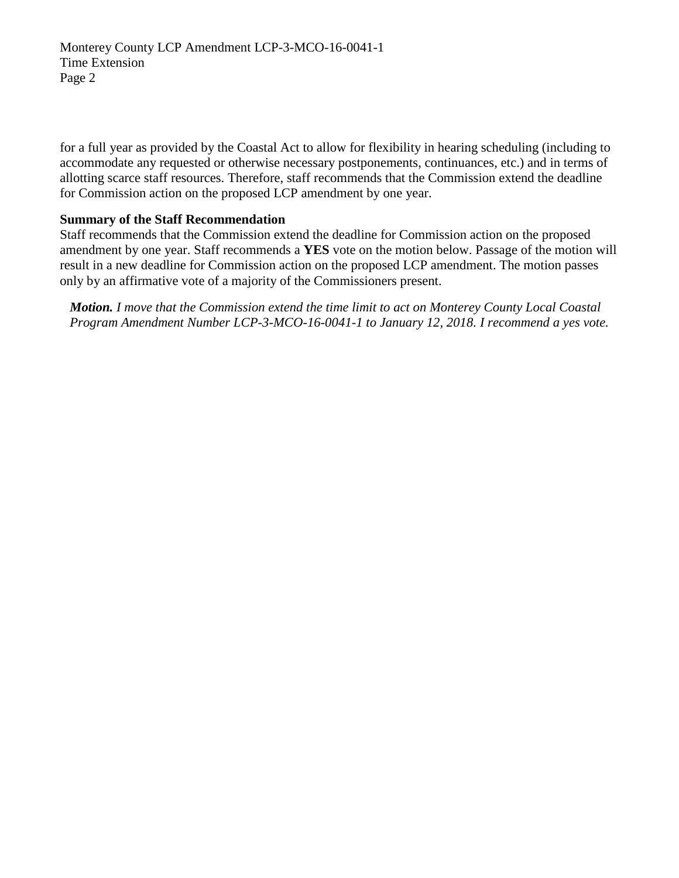for a full year as provided by the Coastal Act to allow for flexibility in hearing scheduling (including to accommodate any requested or otherwise necessary postponements, continuances, etc.) and in terms of allotting scarce staff resources. Therefore, staff recommends that the Commission extend the deadline for Commission action on the proposed LCP amendment by one year.

**Summary of the Staff Recommendation**

Staff recommends that the Commission extend the deadline for Commission action on the proposed amendment by one year. Staff recommends a **YES** vote on the motion below. Passage of the motion will result in a new deadline for Commission action on the proposed LCP amendment. The motion passes only by an affirmative vote of a majority of the Commissioners present.

> ***Motion.*** *I move that the Commission extend the time limit to act on Monterey County Local Coastal Program Amendment Number LCP-3-MCO-16-0041-1 to January 12, 2018. I recommend a yes vote.*